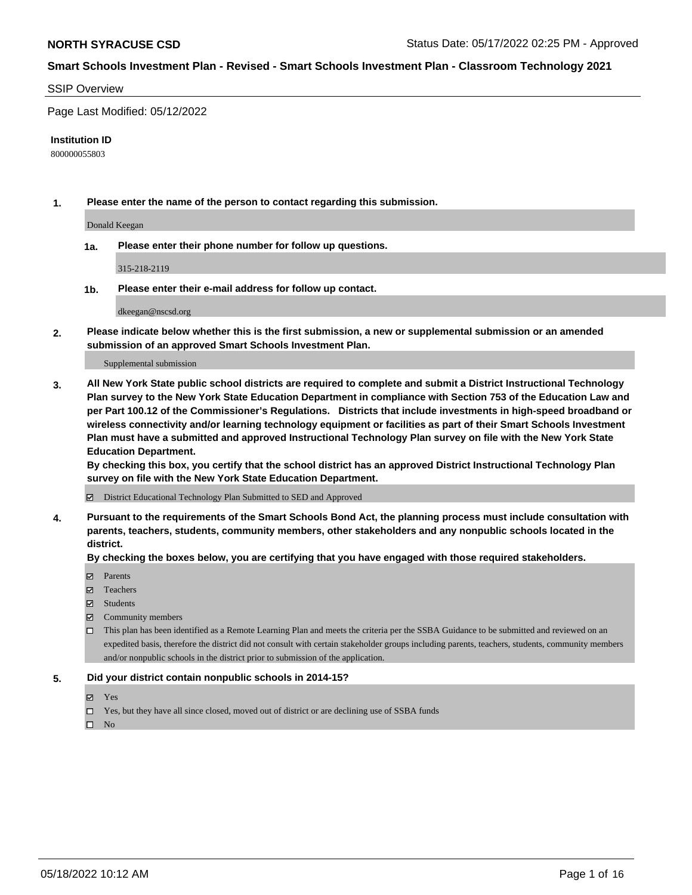**NORTH SYRACUSE CSD** Status Date: 05/17/2022 02:25 PM - Approved

**Smart Schools Investment Plan - Revised - Smart Schools Investment Plan - Classroom Technology 2021**

SSIP Overview

Page Last Modified: 05/12/2022

**Institution ID**

800000055803

**1. Please enter the name of the person to contact regarding this submission.**

Donald Keegan

**1a. Please enter their phone number for follow up questions.**

315-218-2119

**1b. Please enter their e-mail address for follow up contact.**

dkeegan@nscsd.org

**2. Please indicate below whether this is the first submission, a new or supplemental submission or an amended submission of an approved Smart Schools Investment Plan.**

Supplemental submission

**3. All New York State public school districts are required to complete and submit a District Instructional Technology Plan survey to the New York State Education Department in compliance with Section 753 of the Education Law and per Part 100.12 of the Commissioner's Regulations. Districts that include investments in high-speed broadband or wireless connectivity and/or learning technology equipment or facilities as part of their Smart Schools Investment Plan must have a submitted and approved Instructional Technology Plan survey on file with the New York State Education Department.**

**By checking this box, you certify that the school district has an approved District Instructional Technology Plan survey on file with the New York State Education Department.**

- ☑ District Educational Technology Plan Submitted to SED and Approved

**4. Pursuant to the requirements of the Smart Schools Bond Act, the planning process must include consultation with parents, teachers, students, community members, other stakeholders and any nonpublic schools located in the district.**

**By checking the boxes below, you are certifying that you have engaged with those required stakeholders.**

- ☑ Parents
- ☑ Teachers
- ☑ Students
- ☑ Community members
- ☐ This plan has been identified as a Remote Learning Plan and meets the criteria per the SSBA Guidance to be submitted and reviewed on an expedited basis, therefore the district did not consult with certain stakeholder groups including parents, teachers, students, community members and/or nonpublic schools in the district prior to submission of the application.

**5. Did your district contain nonpublic schools in 2014-15?**

- ☑ Yes
- ☐ Yes, but they have all since closed, moved out of district or are declining use of SSBA funds
- ☐ No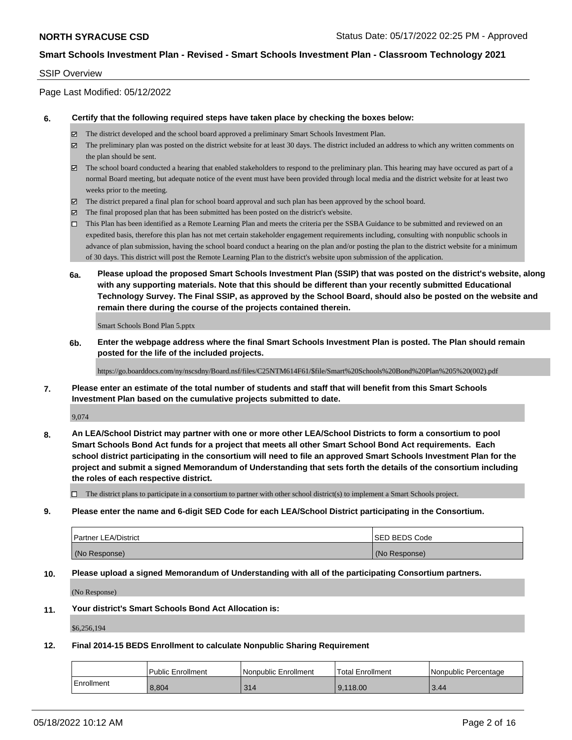**NORTH SYRACUSE CSD** Status Date: 05/17/2022 02:25 PM - Approved

**Smart Schools Investment Plan - Revised - Smart Schools Investment Plan - Classroom Technology 2021**

SSIP Overview

Page Last Modified: 05/12/2022

**6. Certify that the following required steps have taken place by checking the boxes below:**

- [x] The district developed and the school board approved a preliminary Smart Schools Investment Plan.
- [x] The preliminary plan was posted on the district website for at least 30 days. The district included an address to which any written comments on the plan should be sent.
- [x] The school board conducted a hearing that enabled stakeholders to respond to the preliminary plan. This hearing may have occured as part of a normal Board meeting, but adequate notice of the event must have been provided through local media and the district website for at least two weeks prior to the meeting.
- [x] The district prepared a final plan for school board approval and such plan has been approved by the school board.
- [x] The final proposed plan that has been submitted has been posted on the district's website.
- [ ] This Plan has been identified as a Remote Learning Plan and meets the criteria per the SSBA Guidance to be submitted and reviewed on an expedited basis, therefore this plan has not met certain stakeholder engagement requirements including, consulting with nonpublic schools in advance of plan submission, having the school board conduct a hearing on the plan and/or posting the plan to the district website for a minimum of 30 days. This district will post the Remote Learning Plan to the district's website upon submission of the application.

**6a. Please upload the proposed Smart Schools Investment Plan (SSIP) that was posted on the district's website, along with any supporting materials. Note that this should be different than your recently submitted Educational Technology Survey. The Final SSIP, as approved by the School Board, should also be posted on the website and remain there during the course of the projects contained therein.**

Smart Schools Bond Plan 5.pptx

**6b. Enter the webpage address where the final Smart Schools Investment Plan is posted. The Plan should remain posted for the life of the included projects.**

https://go.boarddocs.com/ny/nscsdny/Board.nsf/files/C25NTM614F61/$file/Smart%20Schools%20Bond%20Plan%205%20(002).pdf

**7. Please enter an estimate of the total number of students and staff that will benefit from this Smart Schools Investment Plan based on the cumulative projects submitted to date.**

9,074

**8. An LEA/School District may partner with one or more other LEA/School Districts to form a consortium to pool Smart Schools Bond Act funds for a project that meets all other Smart School Bond Act requirements. Each school district participating in the consortium will need to file an approved Smart Schools Investment Plan for the project and submit a signed Memorandum of Understanding that sets forth the details of the consortium including the roles of each respective district.**

- [ ] The district plans to participate in a consortium to partner with other school district(s) to implement a Smart Schools project.

**9. Please enter the name and 6-digit SED Code for each LEA/School District participating in the Consortium.**

| Partner LEA/District | SED BEDS Code |
| --- | --- |
| (No Response) | (No Response) |

**10. Please upload a signed Memorandum of Understanding with all of the participating Consortium partners.**

(No Response)

**11. Your district's Smart Schools Bond Act Allocation is:**

$6,256,194

**12. Final 2014-15 BEDS Enrollment to calculate Nonpublic Sharing Requirement**

| | Public Enrollment | Nonpublic Enrollment | Total Enrollment | Nonpublic Percentage |
| --- | --- | --- | --- | --- |
| Enrollment | 8,804 | 314 | 9,118.00 | 3.44 |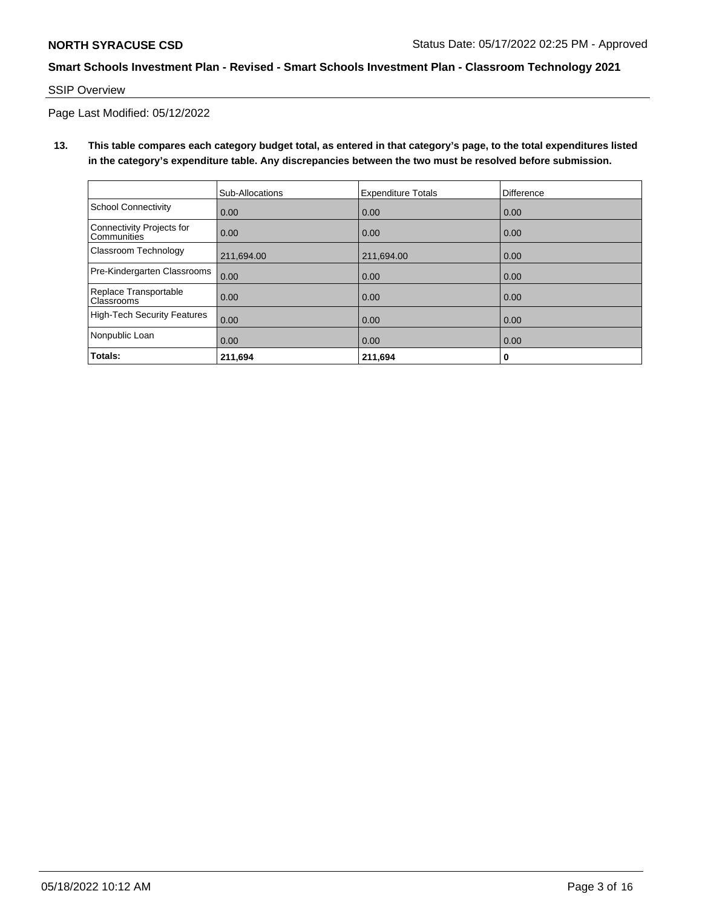**NORTH SYRACUSE CSD**

Status Date: 05/17/2022 02:25 PM - Approved

**Smart Schools Investment Plan - Revised - Smart Schools Investment Plan - Classroom Technology 2021**

SSIP Overview

Page Last Modified: 05/12/2022

**13. This table compares each category budget total, as entered in that category's page, to the total expenditures listed in the category's expenditure table. Any discrepancies between the two must be resolved before submission.**

| | Sub-Allocations | Expenditure Totals | Difference |
|---|---|---|---|
| School Connectivity | 0.00 | 0.00 | 0.00 |
| Connectivity Projects for Communities | 0.00 | 0.00 | 0.00 |
| Classroom Technology | 211,694.00 | 211,694.00 | 0.00 |
| Pre-Kindergarten Classrooms | 0.00 | 0.00 | 0.00 |
| Replace Transportable Classrooms | 0.00 | 0.00 | 0.00 |
| High-Tech Security Features | 0.00 | 0.00 | 0.00 |
| Nonpublic Loan | 0.00 | 0.00 | 0.00 |
| **Totals:** | **211,694** | **211,694** | **0** |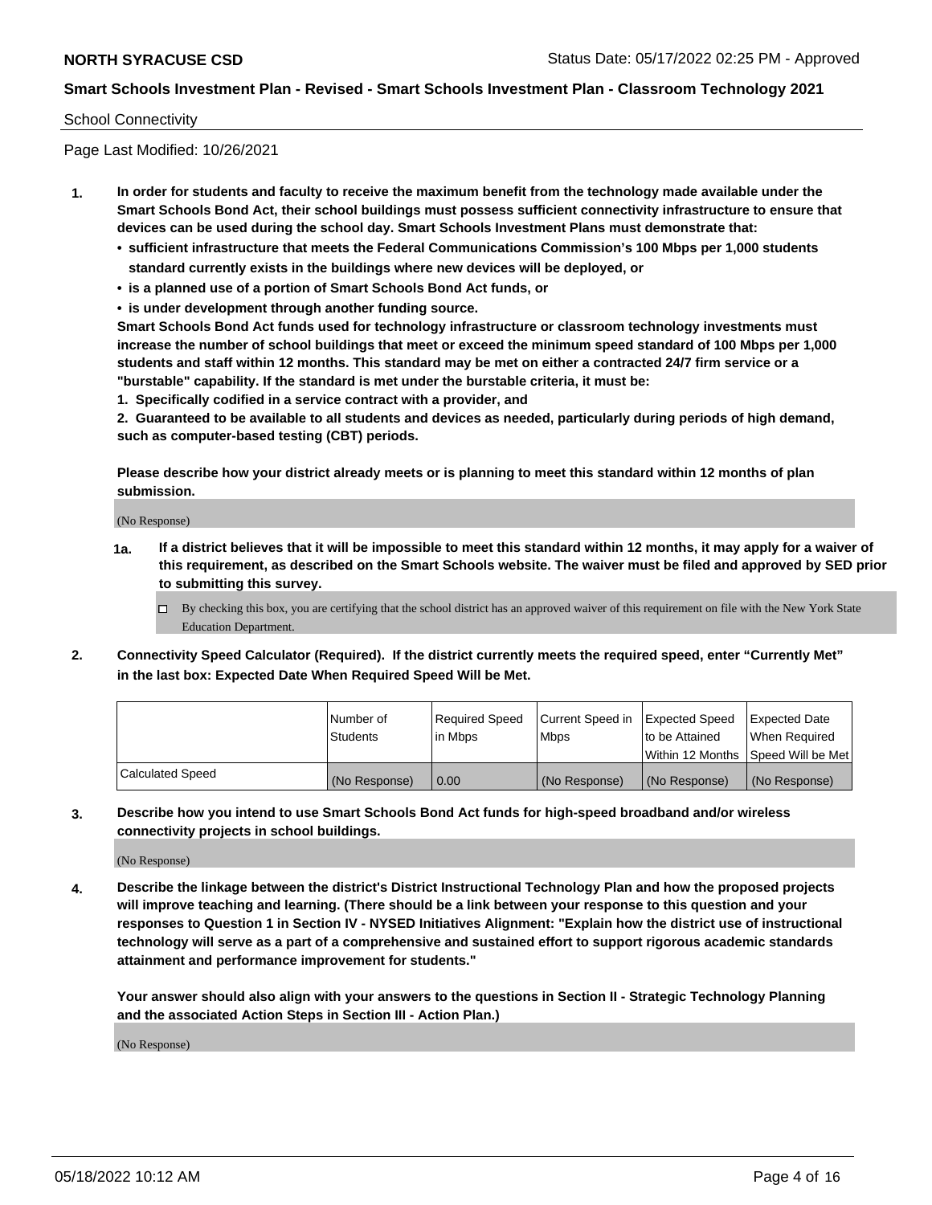School Connectivity

Page Last Modified: 10/26/2021

1. **In order for students and faculty to receive the maximum benefit from the technology made available under the Smart Schools Bond Act, their school buildings must possess sufficient connectivity infrastructure to ensure that devices can be used during the school day. Smart Schools Investment Plans must demonstrate that:**
   - **sufficient infrastructure that meets the Federal Communications Commission's 100 Mbps per 1,000 students standard currently exists in the buildings where new devices will be deployed, or**
   - **is a planned use of a portion of Smart Schools Bond Act funds, or**
   - **is under development through another funding source.**

   **Smart Schools Bond Act funds used for technology infrastructure or classroom technology investments must increase the number of school buildings that meet or exceed the minimum speed standard of 100 Mbps per 1,000 students and staff within 12 months. This standard may be met on either a contracted 24/7 firm service or a "burstable" capability. If the standard is met under the burstable criteria, it must be:**

   **1. Specifically codified in a service contract with a provider, and**

   **2. Guaranteed to be available to all students and devices as needed, particularly during periods of high demand, such as computer-based testing (CBT) periods.**

   **Please describe how your district already meets or is planning to meet this standard within 12 months of plan submission.**

   (No Response)

   **1a. If a district believes that it will be impossible to meet this standard within 12 months, it may apply for a waiver of this requirement, as described on the Smart Schools website. The waiver must be filed and approved by SED prior to submitting this survey.**

   ☐ By checking this box, you are certifying that the school district has an approved waiver of this requirement on file with the New York State Education Department.

2. **Connectivity Speed Calculator (Required). If the district currently meets the required speed, enter "Currently Met" in the last box: Expected Date When Required Speed Will be Met.**

| | Number of Students | Required Speed in Mbps | Current Speed in Mbps | Expected Speed to be Attained Within 12 Months | Expected Date When Required Speed Will be Met |
|---|---|---|---|---|---|
| Calculated Speed | (No Response) | 0.00 | (No Response) | (No Response) | (No Response) |

3. **Describe how you intend to use Smart Schools Bond Act funds for high-speed broadband and/or wireless connectivity projects in school buildings.**

   (No Response)

4. **Describe the linkage between the district's District Instructional Technology Plan and how the proposed projects will improve teaching and learning. (There should be a link between your response to this question and your responses to Question 1 in Section IV - NYSED Initiatives Alignment: "Explain how the district use of instructional technology will serve as a part of a comprehensive and sustained effort to support rigorous academic standards attainment and performance improvement for students."**

   **Your answer should also align with your answers to the questions in Section II - Strategic Technology Planning and the associated Action Steps in Section III - Action Plan.)**

   (No Response)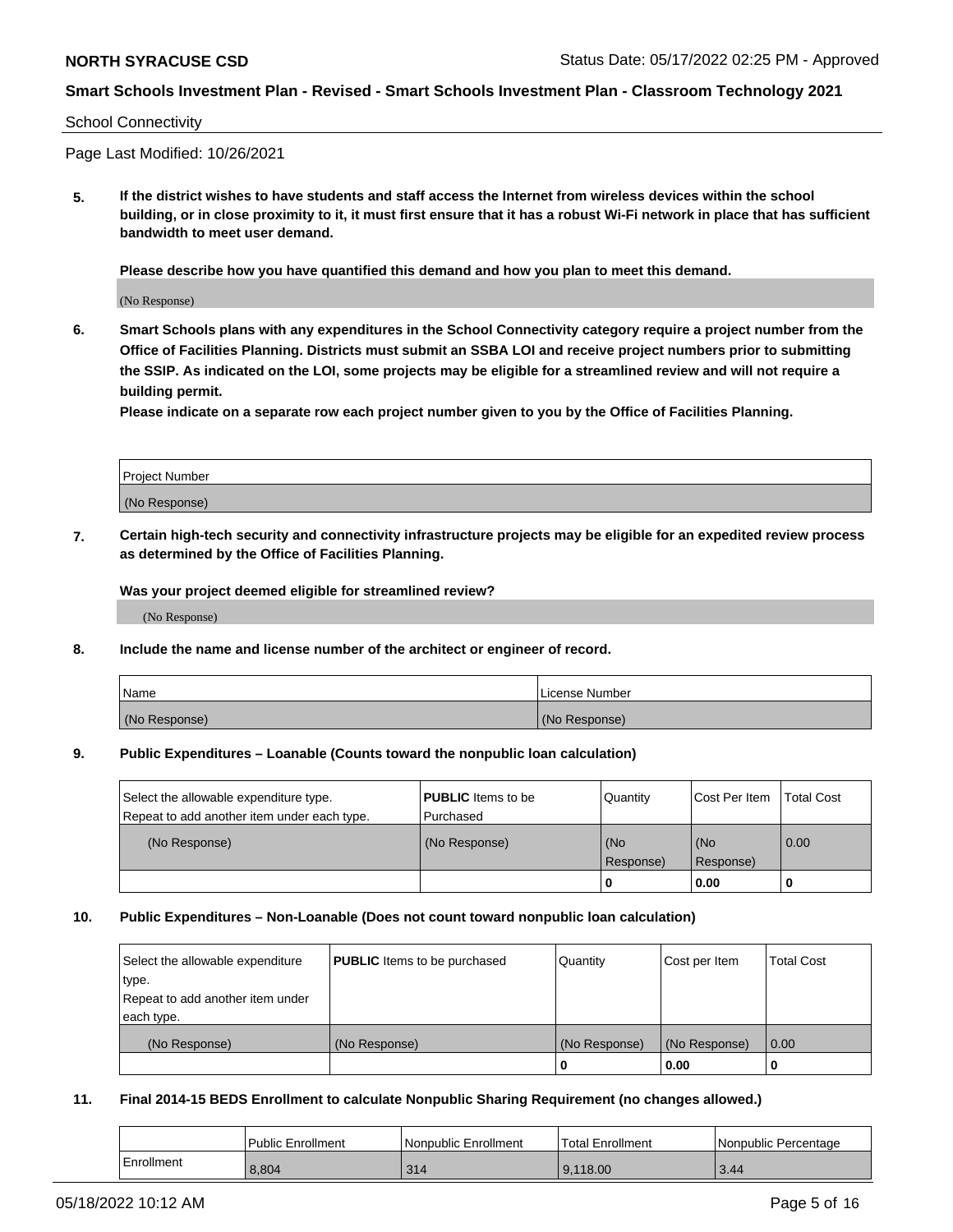School Connectivity

Page Last Modified: 10/26/2021

**5. If the district wishes to have students and staff access the Internet from wireless devices within the school building, or in close proximity to it, it must first ensure that it has a robust Wi-Fi network in place that has sufficient bandwidth to meet user demand.**

**Please describe how you have quantified this demand and how you plan to meet this demand.**

(No Response)

**6. Smart Schools plans with any expenditures in the School Connectivity category require a project number from the Office of Facilities Planning. Districts must submit an SSBA LOI and receive project numbers prior to submitting the SSIP. As indicated on the LOI, some projects may be eligible for a streamlined review and will not require a building permit.**
**Please indicate on a separate row each project number given to you by the Office of Facilities Planning.**

| Project Number |
| --- |
| (No Response) |

**7. Certain high-tech security and connectivity infrastructure projects may be eligible for an expedited review process as determined by the Office of Facilities Planning.**

**Was your project deemed eligible for streamlined review?**

(No Response)

**8. Include the name and license number of the architect or engineer of record.**

| Name | License Number |
| --- | --- |
| (No Response) | (No Response) |

**9. Public Expenditures – Loanable (Counts toward the nonpublic loan calculation)**

| Select the allowable expenditure type. Repeat to add another item under each type. | **PUBLIC** Items to be Purchased | Quantity | Cost Per Item | Total Cost |
| --- | --- | --- | --- | --- |
| (No Response) | (No Response) | (No Response) | (No Response) | 0.00 |
| | | 0 | 0.00 | 0 |

**10. Public Expenditures – Non-Loanable (Does not count toward nonpublic loan calculation)**

| Select the allowable expenditure type. Repeat to add another item under each type. | **PUBLIC** Items to be purchased | Quantity | Cost per Item | Total Cost |
| --- | --- | --- | --- | --- |
| (No Response) | (No Response) | (No Response) | (No Response) | 0.00 |
| | | 0 | 0.00 | 0 |

**11. Final 2014-15 BEDS Enrollment to calculate Nonpublic Sharing Requirement (no changes allowed.)**

| | Public Enrollment | Nonpublic Enrollment | Total Enrollment | Nonpublic Percentage |
| --- | --- | --- | --- | --- |
| Enrollment | 8,804 | 314 | 9,118.00 | 3.44 |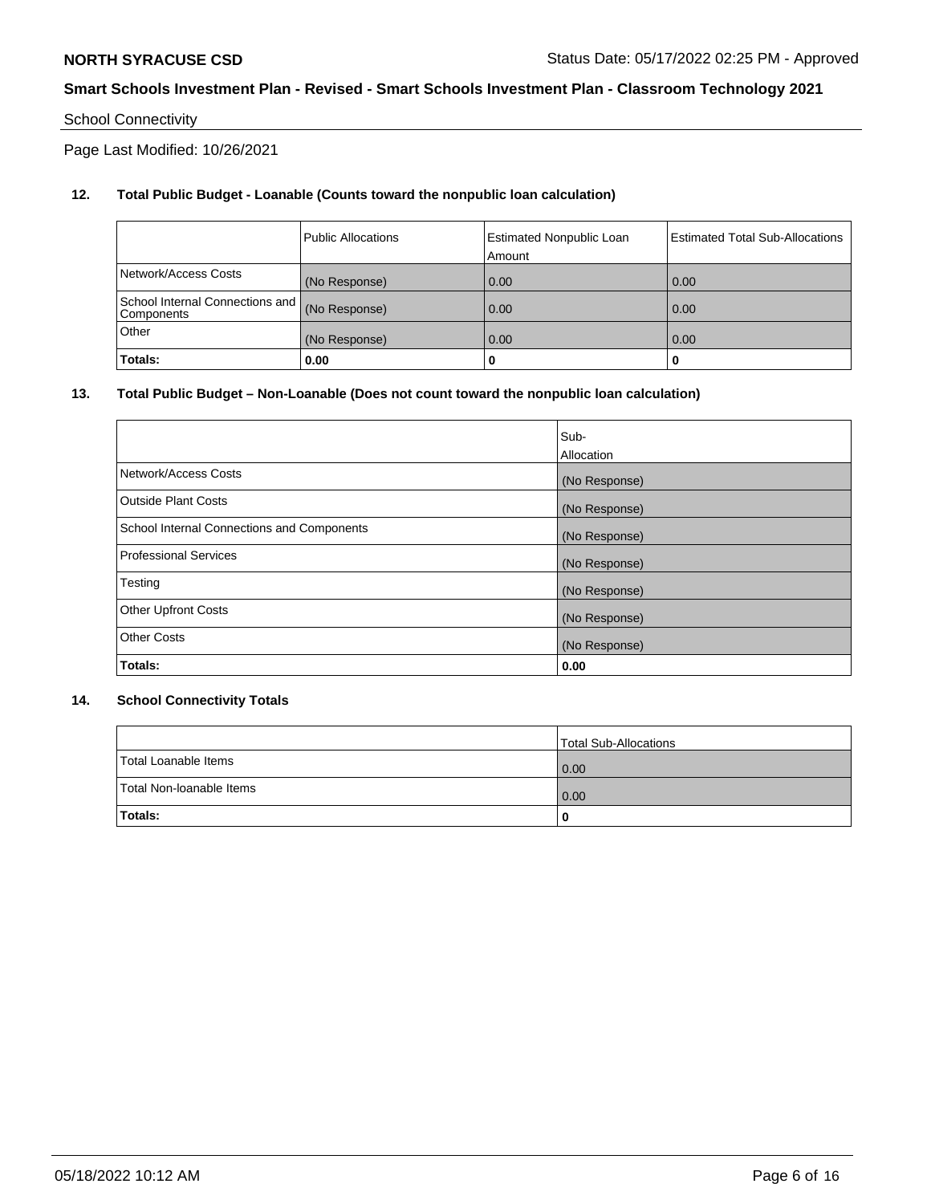School Connectivity

Page Last Modified: 10/26/2021

**12. Total Public Budget - Loanable (Counts toward the nonpublic loan calculation)**

| | Public Allocations | Estimated Nonpublic Loan Amount | Estimated Total Sub-Allocations |
|---|---|---|---|
| Network/Access Costs | (No Response) | 0.00 | 0.00 |
| School Internal Connections and Components | (No Response) | 0.00 | 0.00 |
| Other | (No Response) | 0.00 | 0.00 |
| **Totals:** | **0.00** | **0** | **0** |

**13. Total Public Budget – Non-Loanable (Does not count toward the nonpublic loan calculation)**

| | Sub-Allocation |
|---|---|
| Network/Access Costs | (No Response) |
| Outside Plant Costs | (No Response) |
| School Internal Connections and Components | (No Response) |
| Professional Services | (No Response) |
| Testing | (No Response) |
| Other Upfront Costs | (No Response) |
| Other Costs | (No Response) |
| **Totals:** | **0.00** |

**14. School Connectivity Totals**

| | Total Sub-Allocations |
|---|---|
| Total Loanable Items | 0.00 |
| Total Non-loanable Items | 0.00 |
| **Totals:** | **0** |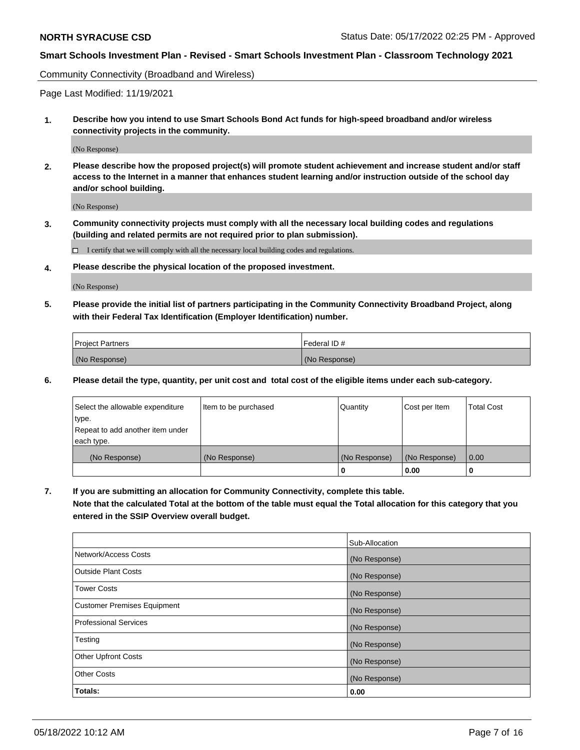Community Connectivity (Broadband and Wireless)

Page Last Modified: 11/19/2021

**1. Describe how you intend to use Smart Schools Bond Act funds for high-speed broadband and/or wireless connectivity projects in the community.**

(No Response)

**2. Please describe how the proposed project(s) will promote student achievement and increase student and/or staff access to the Internet in a manner that enhances student learning and/or instruction outside of the school day and/or school building.**

(No Response)

**3. Community connectivity projects must comply with all the necessary local building codes and regulations (building and related permits are not required prior to plan submission).**

☐ I certify that we will comply with all the necessary local building codes and regulations.

**4. Please describe the physical location of the proposed investment.**

(No Response)

**5. Please provide the initial list of partners participating in the Community Connectivity Broadband Project, along with their Federal Tax Identification (Employer Identification) number.**

| Project Partners | Federal ID # |
|---|---|
| (No Response) | (No Response) |

**6. Please detail the type, quantity, per unit cost and total cost of the eligible items under each sub-category.**

| Select the allowable expenditure type. Repeat to add another item under each type. | Item to be purchased | Quantity | Cost per Item | Total Cost |
|---|---|---|---|---|
| (No Response) | (No Response) | (No Response) | (No Response) | 0.00 |
| | | 0 | 0.00 | 0 |

**7. If you are submitting an allocation for Community Connectivity, complete this table.**
**Note that the calculated Total at the bottom of the table must equal the Total allocation for this category that you entered in the SSIP Overview overall budget.**

| | Sub-Allocation |
|---|---|
| Network/Access Costs | (No Response) |
| Outside Plant Costs | (No Response) |
| Tower Costs | (No Response) |
| Customer Premises Equipment | (No Response) |
| Professional Services | (No Response) |
| Testing | (No Response) |
| Other Upfront Costs | (No Response) |
| Other Costs | (No Response) |
| **Totals:** | **0.00** |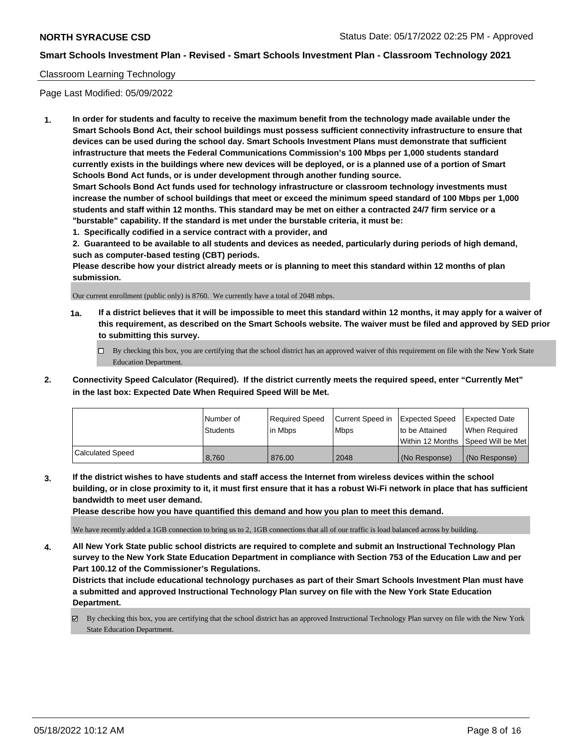Classroom Learning Technology

Page Last Modified: 05/09/2022

**1. In order for students and faculty to receive the maximum benefit from the technology made available under the Smart Schools Bond Act, their school buildings must possess sufficient connectivity infrastructure to ensure that devices can be used during the school day. Smart Schools Investment Plans must demonstrate that sufficient infrastructure that meets the Federal Communications Commission's 100 Mbps per 1,000 students standard currently exists in the buildings where new devices will be deployed, or is a planned use of a portion of Smart Schools Bond Act funds, or is under development through another funding source.**

**Smart Schools Bond Act funds used for technology infrastructure or classroom technology investments must increase the number of school buildings that meet or exceed the minimum speed standard of 100 Mbps per 1,000 students and staff within 12 months. This standard may be met on either a contracted 24/7 firm service or a "burstable" capability. If the standard is met under the burstable criteria, it must be:**

**1. Specifically codified in a service contract with a provider, and**

**2. Guaranteed to be available to all students and devices as needed, particularly during periods of high demand, such as computer-based testing (CBT) periods.**

**Please describe how your district already meets or is planning to meet this standard within 12 months of plan submission.**

Our current enrollment (public only) is 8760. We currently have a total of 2048 mbps.

**1a. If a district believes that it will be impossible to meet this standard within 12 months, it may apply for a waiver of this requirement, as described on the Smart Schools website. The waiver must be filed and approved by SED prior to submitting this survey.**

☐ By checking this box, you are certifying that the school district has an approved waiver of this requirement on file with the New York State Education Department.

**2. Connectivity Speed Calculator (Required). If the district currently meets the required speed, enter "Currently Met" in the last box: Expected Date When Required Speed Will be Met.**

| | Number of Students | Required Speed in Mbps | Current Speed in Mbps | Expected Speed to be Attained Within 12 Months | Expected Date When Required Speed Will be Met |
|---|---|---|---|---|---|
| Calculated Speed | 8,760 | 876.00 | 2048 | (No Response) | (No Response) |

**3. If the district wishes to have students and staff access the Internet from wireless devices within the school building, or in close proximity to it, it must first ensure that it has a robust Wi-Fi network in place that has sufficient bandwidth to meet user demand.**

**Please describe how you have quantified this demand and how you plan to meet this demand.**

We have recently added a 1GB connection to bring us to 2, 1GB connections that all of our traffic is load balanced across by building.

**4. All New York State public school districts are required to complete and submit an Instructional Technology Plan survey to the New York State Education Department in compliance with Section 753 of the Education Law and per Part 100.12 of the Commissioner's Regulations.**

**Districts that include educational technology purchases as part of their Smart Schools Investment Plan must have a submitted and approved Instructional Technology Plan survey on file with the New York State Education Department.**

☑ By checking this box, you are certifying that the school district has an approved Instructional Technology Plan survey on file with the New York State Education Department.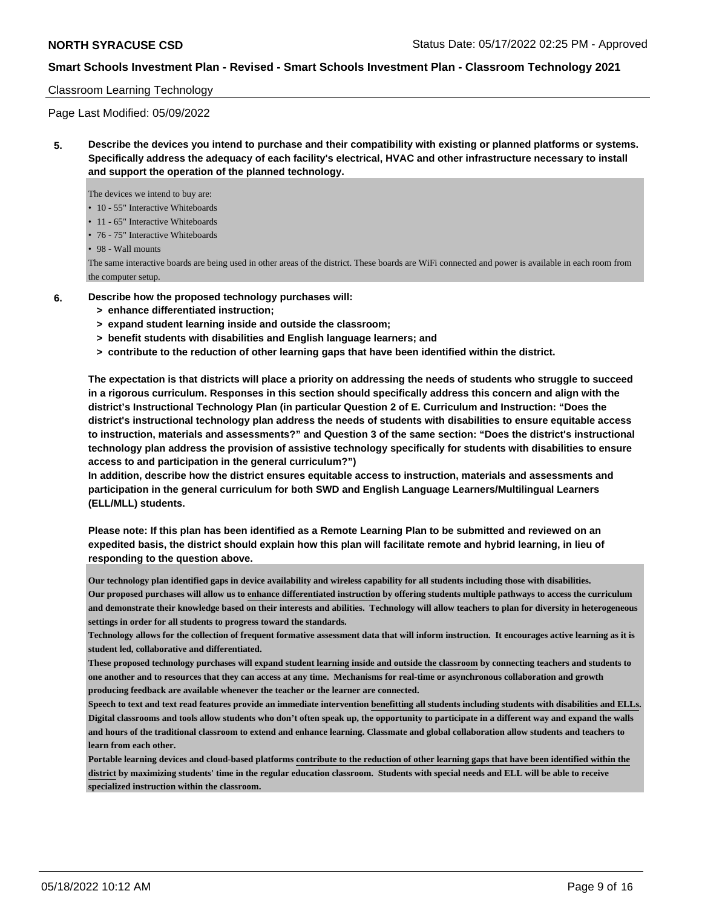Classroom Learning Technology

Page Last Modified: 05/09/2022

**5. Describe the devices you intend to purchase and their compatibility with existing or planned platforms or systems. Specifically address the adequacy of each facility's electrical, HVAC and other infrastructure necessary to install and support the operation of the planned technology.**

The devices we intend to buy are:

- 10 - 55" Interactive Whiteboards
- 11 - 65" Interactive Whiteboards
- 76 - 75" Interactive Whiteboards
- 98 - Wall mounts

The same interactive boards are being used in other areas of the district. These boards are WiFi connected and power is available in each room from the computer setup.

**6. Describe how the proposed technology purchases will:**
- **> enhance differentiated instruction;**
- **> expand student learning inside and outside the classroom;**
- **> benefit students with disabilities and English language learners; and**
- **> contribute to the reduction of other learning gaps that have been identified within the district.**

**The expectation is that districts will place a priority on addressing the needs of students who struggle to succeed in a rigorous curriculum. Responses in this section should specifically address this concern and align with the district's Instructional Technology Plan (in particular Question 2 of E. Curriculum and Instruction: "Does the district's instructional technology plan address the needs of students with disabilities to ensure equitable access to instruction, materials and assessments?" and Question 3 of the same section: "Does the district's instructional technology plan address the provision of assistive technology specifically for students with disabilities to ensure access to and participation in the general curriculum?")**
**In addition, describe how the district ensures equitable access to instruction, materials and assessments and participation in the general curriculum for both SWD and English Language Learners/Multilingual Learners (ELL/MLL) students.**

**Please note: If this plan has been identified as a Remote Learning Plan to be submitted and reviewed on an expedited basis, the district should explain how this plan will facilitate remote and hybrid learning, in lieu of responding to the question above.**

**Our technology plan identified gaps in device availability and wireless capability for all students including those with disabilities.**
**Our proposed purchases will allow us to enhance differentiated instruction by offering students multiple pathways to access the curriculum and demonstrate their knowledge based on their interests and abilities. Technology will allow teachers to plan for diversity in heterogeneous settings in order for all students to progress toward the standards.**
**Technology allows for the collection of frequent formative assessment data that will inform instruction. It encourages active learning as it is student led, collaborative and differentiated.**
**These proposed technology purchases will expand student learning inside and outside the classroom by connecting teachers and students to one another and to resources that they can access at any time. Mechanisms for real-time or asynchronous collaboration and growth producing feedback are available whenever the teacher or the learner are connected.**
**Speech to text and text read features provide an immediate intervention benefitting all students including students with disabilities and ELLs. Digital classrooms and tools allow students who don't often speak up, the opportunity to participate in a different way and expand the walls and hours of the traditional classroom to extend and enhance learning. Classmate and global collaboration allow students and teachers to learn from each other.**
**Portable learning devices and cloud-based platforms contribute to the reduction of other learning gaps that have been identified within the district by maximizing students' time in the regular education classroom. Students with special needs and ELL will be able to receive specialized instruction within the classroom.**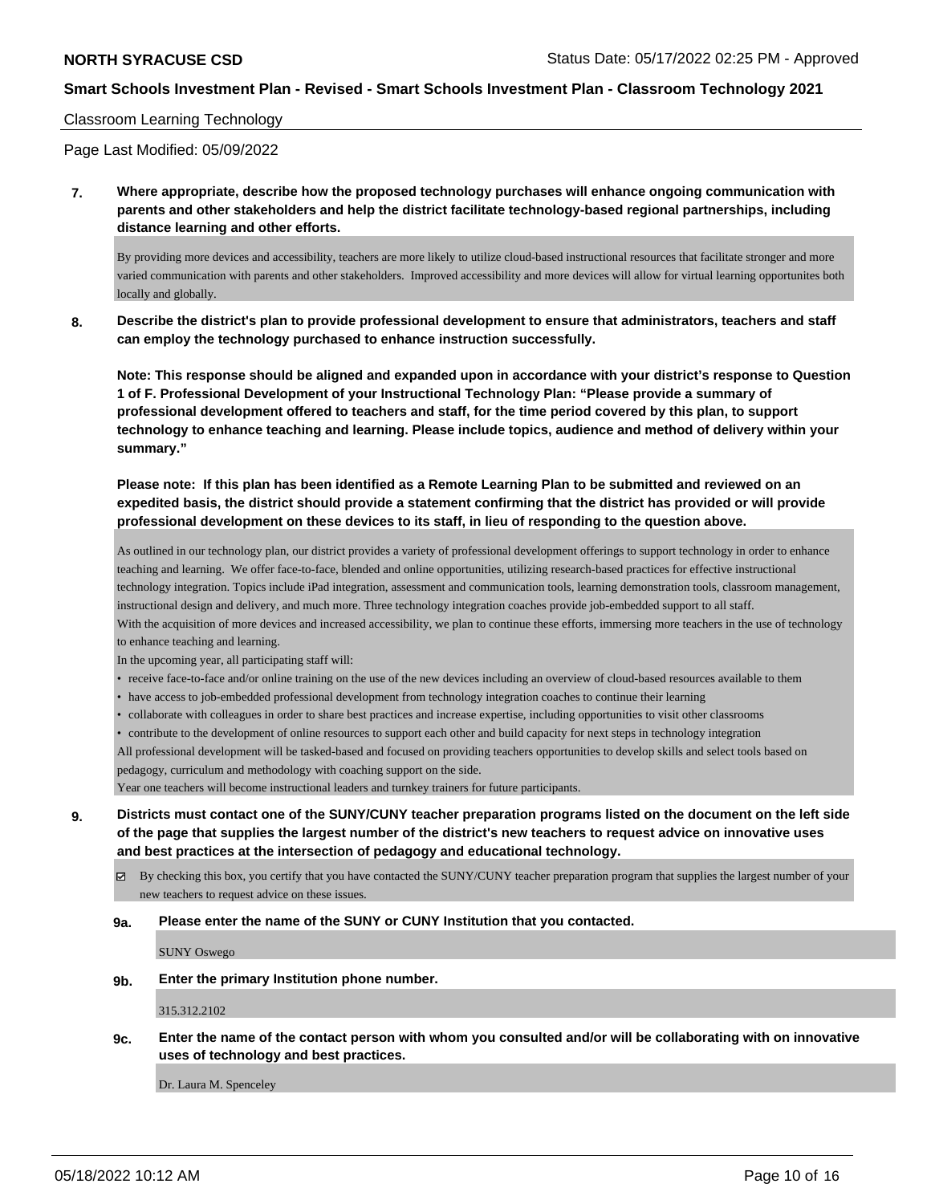Classroom Learning Technology

Page Last Modified: 05/09/2022

**7. Where appropriate, describe how the proposed technology purchases will enhance ongoing communication with parents and other stakeholders and help the district facilitate technology-based regional partnerships, including distance learning and other efforts.**

By providing more devices and accessibility, teachers are more likely to utilize cloud-based instructional resources that facilitate stronger and more varied communication with parents and other stakeholders. Improved accessibility and more devices will allow for virtual learning opportunites both locally and globally.

**8. Describe the district's plan to provide professional development to ensure that administrators, teachers and staff can employ the technology purchased to enhance instruction successfully.**

**Note: This response should be aligned and expanded upon in accordance with your district's response to Question 1 of F. Professional Development of your Instructional Technology Plan: "Please provide a summary of professional development offered to teachers and staff, for the time period covered by this plan, to support technology to enhance teaching and learning. Please include topics, audience and method of delivery within your summary."**

**Please note: If this plan has been identified as a Remote Learning Plan to be submitted and reviewed on an expedited basis, the district should provide a statement confirming that the district has provided or will provide professional development on these devices to its staff, in lieu of responding to the question above.**

As outlined in our technology plan, our district provides a variety of professional development offerings to support technology in order to enhance teaching and learning. We offer face-to-face, blended and online opportunities, utilizing research-based practices for effective instructional technology integration. Topics include iPad integration, assessment and communication tools, learning demonstration tools, classroom management, instructional design and delivery, and much more. Three technology integration coaches provide job-embedded support to all staff.
With the acquisition of more devices and increased accessibility, we plan to continue these efforts, immersing more teachers in the use of technology to enhance teaching and learning.
In the upcoming year, all participating staff will:

- receive face-to-face and/or online training on the use of the new devices including an overview of cloud-based resources available to them
- have access to job-embedded professional development from technology integration coaches to continue their learning
- collaborate with colleagues in order to share best practices and increase expertise, including opportunities to visit other classrooms
- contribute to the development of online resources to support each other and build capacity for next steps in technology integration

All professional development will be tasked-based and focused on providing teachers opportunities to develop skills and select tools based on pedagogy, curriculum and methodology with coaching support on the side.
Year one teachers will become instructional leaders and turnkey trainers for future participants.

**9. Districts must contact one of the SUNY/CUNY teacher preparation programs listed on the document on the left side of the page that supplies the largest number of the district's new teachers to request advice on innovative uses and best practices at the intersection of pedagogy and educational technology.**

☑ By checking this box, you certify that you have contacted the SUNY/CUNY teacher preparation program that supplies the largest number of your new teachers to request advice on these issues.

**9a. Please enter the name of the SUNY or CUNY Institution that you contacted.**

SUNY Oswego

**9b. Enter the primary Institution phone number.**

315.312.2102

**9c. Enter the name of the contact person with whom you consulted and/or will be collaborating with on innovative uses of technology and best practices.**

Dr. Laura M. Spenceley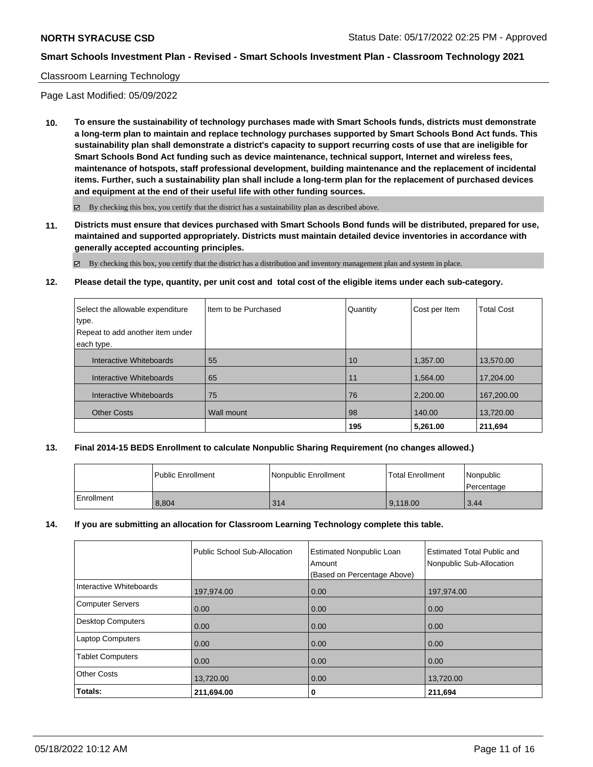Classroom Learning Technology

Page Last Modified: 05/09/2022

**10. To ensure the sustainability of technology purchases made with Smart Schools funds, districts must demonstrate a long-term plan to maintain and replace technology purchases supported by Smart Schools Bond Act funds. This sustainability plan shall demonstrate a district's capacity to support recurring costs of use that are ineligible for Smart Schools Bond Act funding such as device maintenance, technical support, Internet and wireless fees, maintenance of hotspots, staff professional development, building maintenance and the replacement of incidental items. Further, such a sustainability plan shall include a long-term plan for the replacement of purchased devices and equipment at the end of their useful life with other funding sources.**

☑ By checking this box, you certify that the district has a sustainability plan as described above.

**11. Districts must ensure that devices purchased with Smart Schools Bond funds will be distributed, prepared for use, maintained and supported appropriately. Districts must maintain detailed device inventories in accordance with generally accepted accounting principles.**

☑ By checking this box, you certify that the district has a distribution and inventory management plan and system in place.

**12. Please detail the type, quantity, per unit cost and total cost of the eligible items under each sub-category.**

| Select the allowable expenditure type. Repeat to add another item under each type. | Item to be Purchased | Quantity | Cost per Item | Total Cost |
|---|---|---|---|---|
| Interactive Whiteboards | 55 | 10 | 1,357.00 | 13,570.00 |
| Interactive Whiteboards | 65 | 11 | 1,564.00 | 17,204.00 |
| Interactive Whiteboards | 75 | 76 | 2,200.00 | 167,200.00 |
| Other Costs | Wall mount | 98 | 140.00 | 13,720.00 |
| | | **195** | **5,261.00** | **211,694** |

**13. Final 2014-15 BEDS Enrollment to calculate Nonpublic Sharing Requirement (no changes allowed.)**

| | Public Enrollment | Nonpublic Enrollment | Total Enrollment | Nonpublic Percentage |
|---|---|---|---|---|
| Enrollment | 8,804 | 314 | 9,118.00 | 3.44 |

**14. If you are submitting an allocation for Classroom Learning Technology complete this table.**

| | Public School Sub-Allocation | Estimated Nonpublic Loan Amount (Based on Percentage Above) | Estimated Total Public and Nonpublic Sub-Allocation |
|---|---|---|---|
| Interactive Whiteboards | 197,974.00 | 0.00 | 197,974.00 |
| Computer Servers | 0.00 | 0.00 | 0.00 |
| Desktop Computers | 0.00 | 0.00 | 0.00 |
| Laptop Computers | 0.00 | 0.00 | 0.00 |
| Tablet Computers | 0.00 | 0.00 | 0.00 |
| Other Costs | 13,720.00 | 0.00 | 13,720.00 |
| **Totals:** | **211,694.00** | **0** | **211,694** |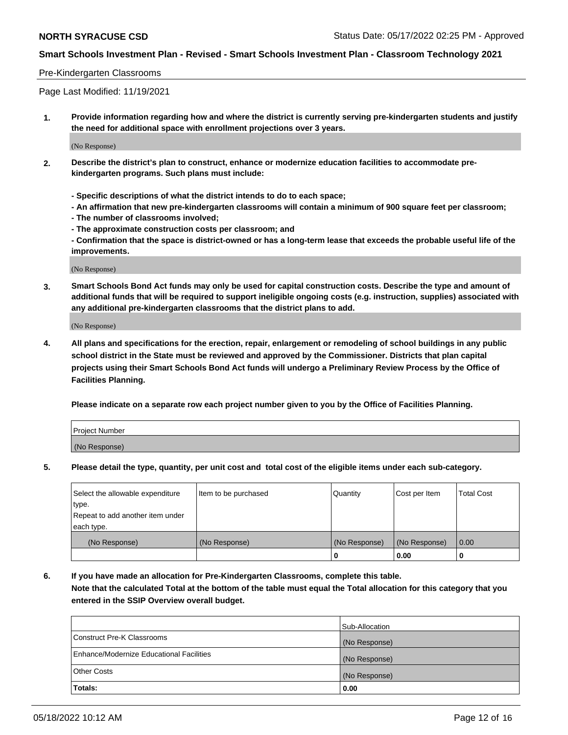Pre-Kindergarten Classrooms

Page Last Modified: 11/19/2021

**1. Provide information regarding how and where the district is currently serving pre-kindergarten students and justify the need for additional space with enrollment projections over 3 years.**

(No Response)

**2. Describe the district's plan to construct, enhance or modernize education facilities to accommodate pre-kindergarten programs. Such plans must include:**

**- Specific descriptions of what the district intends to do to each space;**
**- An affirmation that new pre-kindergarten classrooms will contain a minimum of 900 square feet per classroom;**
**- The number of classrooms involved;**
**- The approximate construction costs per classroom; and**
**- Confirmation that the space is district-owned or has a long-term lease that exceeds the probable useful life of the improvements.**

(No Response)

**3. Smart Schools Bond Act funds may only be used for capital construction costs. Describe the type and amount of additional funds that will be required to support ineligible ongoing costs (e.g. instruction, supplies) associated with any additional pre-kindergarten classrooms that the district plans to add.**

(No Response)

**4. All plans and specifications for the erection, repair, enlargement or remodeling of school buildings in any public school district in the State must be reviewed and approved by the Commissioner. Districts that plan capital projects using their Smart Schools Bond Act funds will undergo a Preliminary Review Process by the Office of Facilities Planning.**

**Please indicate on a separate row each project number given to you by the Office of Facilities Planning.**

| Project Number |
|---|
| (No Response) |

**5. Please detail the type, quantity, per unit cost and total cost of the eligible items under each sub-category.**

| Select the allowable expenditure type. Repeat to add another item under each type. | Item to be purchased | Quantity | Cost per Item | Total Cost |
|---|---|---|---|---|
| (No Response) | (No Response) | (No Response) | (No Response) | 0.00 |
| | | 0 | 0.00 | 0 |

**6. If you have made an allocation for Pre-Kindergarten Classrooms, complete this table. Note that the calculated Total at the bottom of the table must equal the Total allocation for this category that you entered in the SSIP Overview overall budget.**

| | Sub-Allocation |
|---|---|
| Construct Pre-K Classrooms | (No Response) |
| Enhance/Modernize Educational Facilities | (No Response) |
| Other Costs | (No Response) |
| **Totals:** | **0.00** |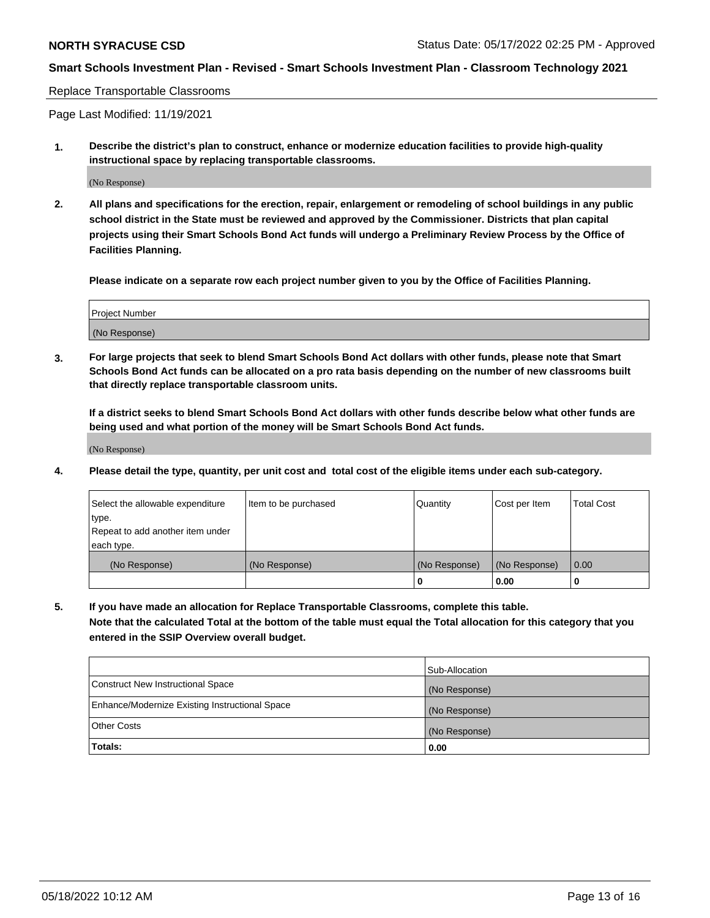Replace Transportable Classrooms

Page Last Modified: 11/19/2021

**1. Describe the district's plan to construct, enhance or modernize education facilities to provide high-quality instructional space by replacing transportable classrooms.**

(No Response)

**2. All plans and specifications for the erection, repair, enlargement or remodeling of school buildings in any public school district in the State must be reviewed and approved by the Commissioner. Districts that plan capital projects using their Smart Schools Bond Act funds will undergo a Preliminary Review Process by the Office of Facilities Planning.**

**Please indicate on a separate row each project number given to you by the Office of Facilities Planning.**

| Project Number |
|---|
| (No Response) |

**3. For large projects that seek to blend Smart Schools Bond Act dollars with other funds, please note that Smart Schools Bond Act funds can be allocated on a pro rata basis depending on the number of new classrooms built that directly replace transportable classroom units.**

**If a district seeks to blend Smart Schools Bond Act dollars with other funds describe below what other funds are being used and what portion of the money will be Smart Schools Bond Act funds.**

(No Response)

**4. Please detail the type, quantity, per unit cost and total cost of the eligible items under each sub-category.**

| Select the allowable expenditure type. Repeat to add another item under each type. | Item to be purchased | Quantity | Cost per Item | Total Cost |
|---|---|---|---|---|
| (No Response) | (No Response) | (No Response) | (No Response) | 0.00 |
| | | 0 | 0.00 | 0 |

**5. If you have made an allocation for Replace Transportable Classrooms, complete this table. Note that the calculated Total at the bottom of the table must equal the Total allocation for this category that you entered in the SSIP Overview overall budget.**

| | Sub-Allocation |
|---|---|
| Construct New Instructional Space | (No Response) |
| Enhance/Modernize Existing Instructional Space | (No Response) |
| Other Costs | (No Response) |
| **Totals:** | **0.00** |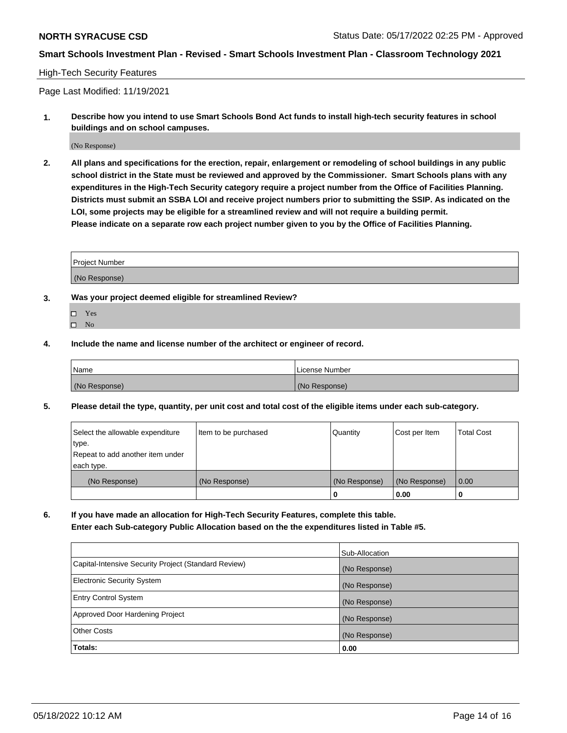**NORTH SYRACUSE CSD** Status Date: 05/17/2022 02:25 PM - Approved

**Smart Schools Investment Plan - Revised - Smart Schools Investment Plan - Classroom Technology 2021**

High-Tech Security Features

Page Last Modified: 11/19/2021

**1. Describe how you intend to use Smart Schools Bond Act funds to install high-tech security features in school buildings and on school campuses.**

(No Response)

**2. All plans and specifications for the erection, repair, enlargement or remodeling of school buildings in any public school district in the State must be reviewed and approved by the Commissioner. Smart Schools plans with any expenditures in the High-Tech Security category require a project number from the Office of Facilities Planning. Districts must submit an SSBA LOI and receive project numbers prior to submitting the SSIP. As indicated on the LOI, some projects may be eligible for a streamlined review and will not require a building permit. Please indicate on a separate row each project number given to you by the Office of Facilities Planning.**

| Project Number |
|---|
| (No Response) |

**3. Was your project deemed eligible for streamlined Review?**

- ☐ Yes
- ☐ No

**4. Include the name and license number of the architect or engineer of record.**

| Name | License Number |
|---|---|
| (No Response) | (No Response) |

**5. Please detail the type, quantity, per unit cost and total cost of the eligible items under each sub-category.**

| Select the allowable expenditure type. Repeat to add another item under each type. | Item to be purchased | Quantity | Cost per Item | Total Cost |
|---|---|---|---|---|
| (No Response) | (No Response) | (No Response) | (No Response) | 0.00 |
| | | **0** | **0.00** | **0** |

**6. If you have made an allocation for High-Tech Security Features, complete this table. Enter each Sub-category Public Allocation based on the the expenditures listed in Table #5.**

| | Sub-Allocation |
|---|---|
| Capital-Intensive Security Project (Standard Review) | (No Response) |
| Electronic Security System | (No Response) |
| Entry Control System | (No Response) |
| Approved Door Hardening Project | (No Response) |
| Other Costs | (No Response) |
| **Totals:** | **0.00** |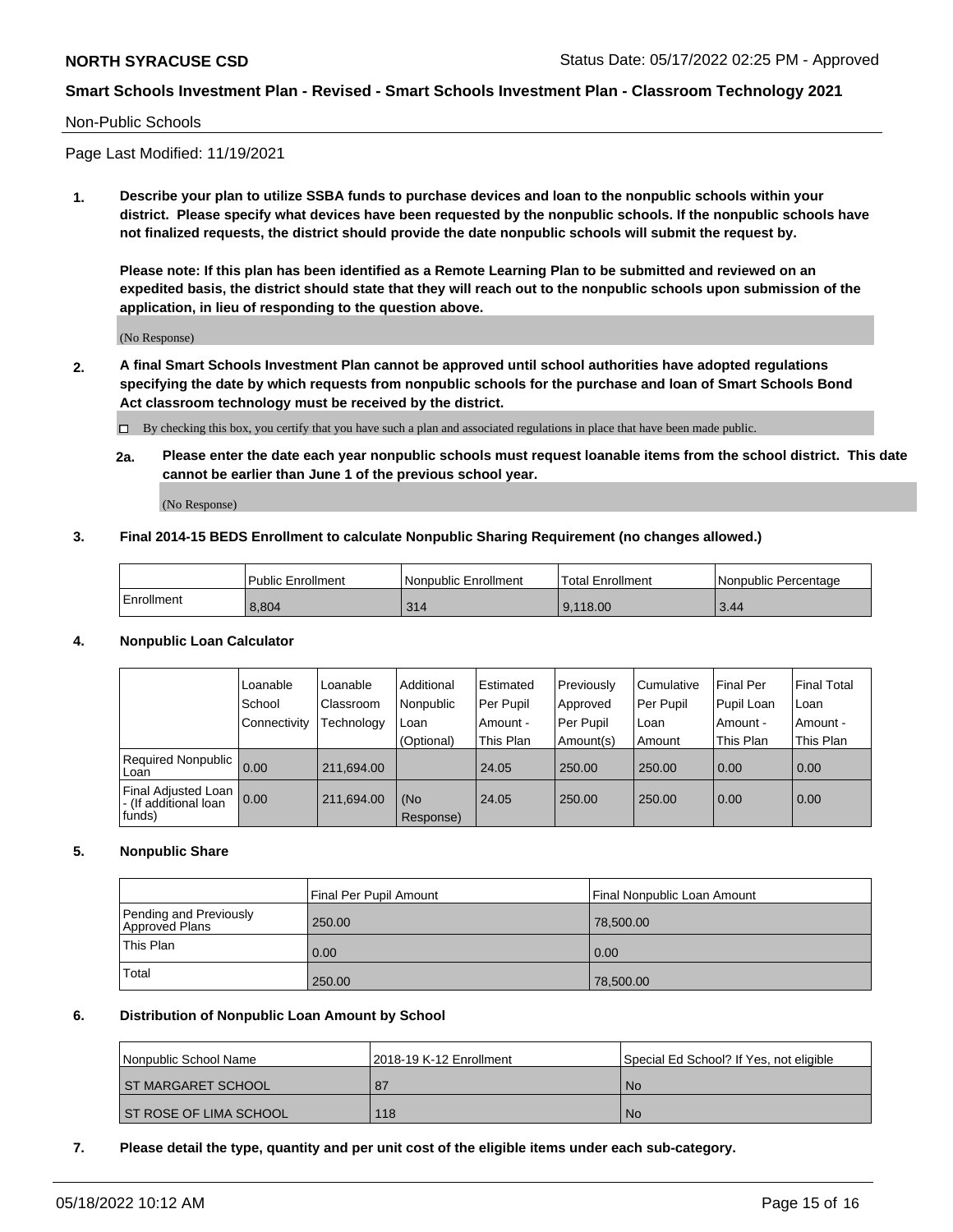Non-Public Schools

Page Last Modified: 11/19/2021

**1. Describe your plan to utilize SSBA funds to purchase devices and loan to the nonpublic schools within your district. Please specify what devices have been requested by the nonpublic schools. If the nonpublic schools have not finalized requests, the district should provide the date nonpublic schools will submit the request by.**

**Please note: If this plan has been identified as a Remote Learning Plan to be submitted and reviewed on an expedited basis, the district should state that they will reach out to the nonpublic schools upon submission of the application, in lieu of responding to the question above.**

(No Response)

**2. A final Smart Schools Investment Plan cannot be approved until school authorities have adopted regulations specifying the date by which requests from nonpublic schools for the purchase and loan of Smart Schools Bond Act classroom technology must be received by the district.**

☐ By checking this box, you certify that you have such a plan and associated regulations in place that have been made public.

**2a. Please enter the date each year nonpublic schools must request loanable items from the school district. This date cannot be earlier than June 1 of the previous school year.**

(No Response)

**3. Final 2014-15 BEDS Enrollment to calculate Nonpublic Sharing Requirement (no changes allowed.)**

| | Public Enrollment | Nonpublic Enrollment | Total Enrollment | Nonpublic Percentage |
|---|---|---|---|---|
| Enrollment | 8,804 | 314 | 9,118.00 | 3.44 |

**4. Nonpublic Loan Calculator**

| | Loanable School Connectivity | Loanable Classroom Technology | Additional Nonpublic Loan (Optional) | Estimated Per Pupil Amount - This Plan | Previously Approved Per Pupil Amount(s) | Cumulative Per Pupil Loan Amount | Final Per Pupil Loan Amount - This Plan | Final Total Loan Amount - This Plan |
|---|---|---|---|---|---|---|---|---|
| Required Nonpublic Loan | 0.00 | 211,694.00 | | 24.05 | 250.00 | 250.00 | 0.00 | 0.00 |
| Final Adjusted Loan - (If additional loan funds) | 0.00 | 211,694.00 | (No Response) | 24.05 | 250.00 | 250.00 | 0.00 | 0.00 |

**5. Nonpublic Share**

| | Final Per Pupil Amount | Final Nonpublic Loan Amount |
|---|---|---|
| Pending and Previously Approved Plans | 250.00 | 78,500.00 |
| This Plan | 0.00 | 0.00 |
| Total | 250.00 | 78,500.00 |

**6. Distribution of Nonpublic Loan Amount by School**

| Nonpublic School Name | 2018-19 K-12 Enrollment | Special Ed School? If Yes, not eligible |
|---|---|---|
| ST MARGARET SCHOOL | 87 | No |
| ST ROSE OF LIMA SCHOOL | 118 | No |

**7. Please detail the type, quantity and per unit cost of the eligible items under each sub-category.**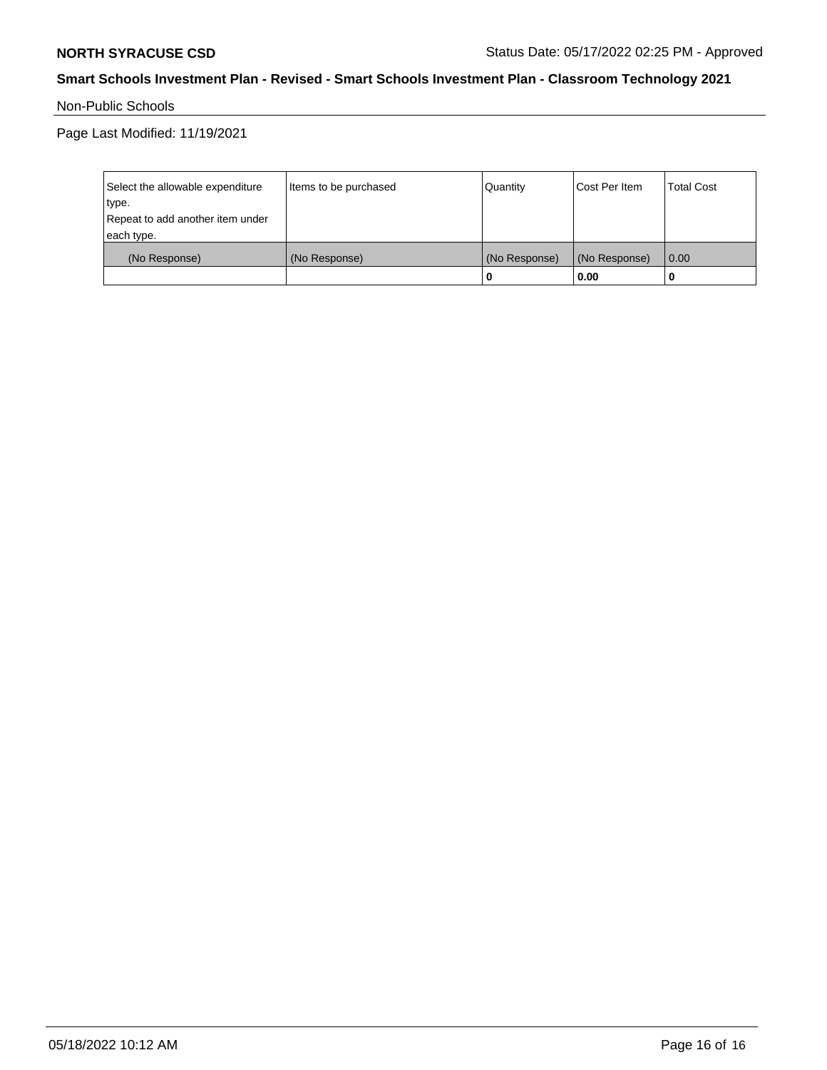Non-Public Schools

Page Last Modified: 11/19/2021

| Select the allowable expenditure type. Repeat to add another item under each type. | Items to be purchased | Quantity | Cost Per Item | Total Cost |
|---|---|---|---|---|
| (No Response) | (No Response) | (No Response) | (No Response) | 0.00 |
| | | **0** | **0.00** | **0** |